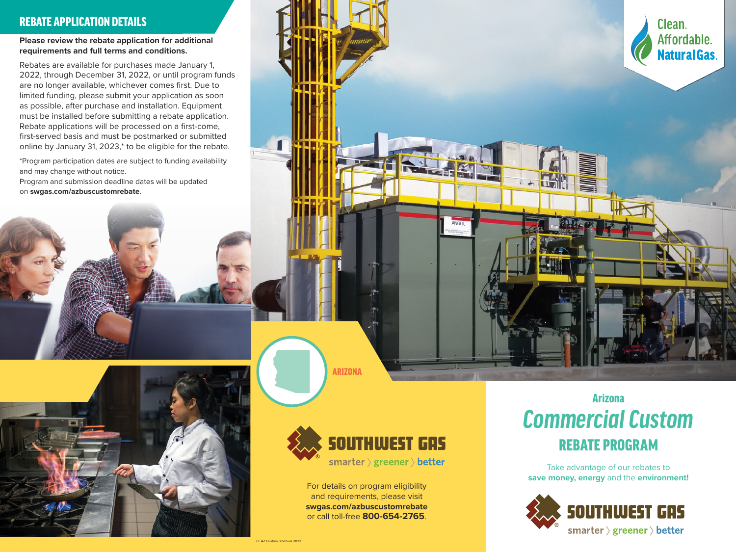## REBATE APPLICATION DETAILS

**Please review the rebate application for additional requirements and full terms and conditions.**

Rebates are available for purchases made January 1, 2022, through December 31, 2022, or until program funds are no longer available, whichever comes first. Due to limited funding, please submit your application as soon as possible, after purchase and installation. Equipment must be installed before submitting a rebate application. Rebate applications will be processed on a first-come, first-served basis and must be postmarked or submitted online by January 31, 2023,* to be eligible for the rebate.

*Program participation dates are subject to funding availability and may change without notice.

Program and submission deadline dates will be updated on **swgas.com/azbuscustomrebate**.

ARIZONA

SOUTHWEST GAS

smarter 〉 greener 〉 better

For details on program eligibility and requirements, please visit **swgas.com/azbuscustomrebate** or call toll-free **800-654-2765**.

EE AZ Custom Brochure 2022

Clean. Affordable. Natural Gas.

# Arizona *Commercial Custom* REBATE PROGRAM

Take advantage of our rebates to **save money, energy** and the **environment!**

SOUTHWEST GAS

smarter 〉 greener 〉 better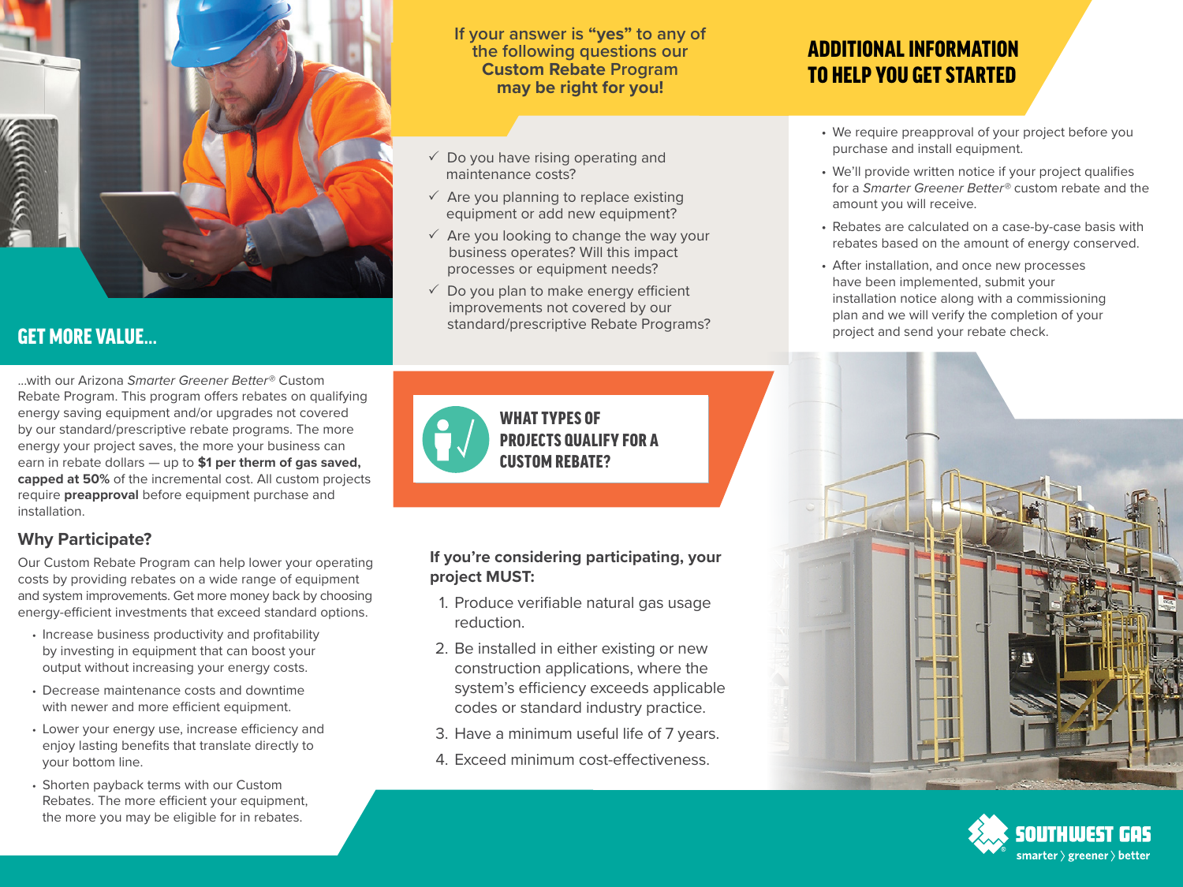## GET MORE VALUE...

...with our Arizona *Smarter Greener Better®* Custom Rebate Program. This program offers rebates on qualifying energy saving equipment and/or upgrades not covered by our standard/prescriptive rebate programs. The more energy your project saves, the more your business can earn in rebate dollars — up to **$1 per therm of gas saved, capped at 50%** of the incremental cost. All custom projects require **preapproval** before equipment purchase and installation.

### Why Participate?

Our Custom Rebate Program can help lower your operating costs by providing rebates on a wide range of equipment and system improvements. Get more money back by choosing energy-efficient investments that exceed standard options.

- Increase business productivity and profitability by investing in equipment that can boost your output without increasing your energy costs.
- Decrease maintenance costs and downtime with newer and more efficient equipment.
- Lower your energy use, increase efficiency and enjoy lasting benefits that translate directly to your bottom line.
- Shorten payback terms with our Custom Rebates. The more efficient your equipment, the more you may be eligible for in rebates.

**If your answer is "yes" to any of the following questions our Custom Rebate Program may be right for you!**

- ✓ Do you have rising operating and maintenance costs?
- ✓ Are you planning to replace existing equipment or add new equipment?
- ✓ Are you looking to change the way your business operates? Will this impact processes or equipment needs?
- ✓ Do you plan to make energy efficient improvements not covered by our standard/prescriptive Rebate Programs?

## WHAT TYPES OF PROJECTS QUALIFY FOR A CUSTOM REBATE?

**If you're considering participating, your project MUST:**

1. Produce verifiable natural gas usage reduction.
2. Be installed in either existing or new construction applications, where the system's efficiency exceeds applicable codes or standard industry practice.
3. Have a minimum useful life of 7 years.
4. Exceed minimum cost-effectiveness.

## ADDITIONAL INFORMATION TO HELP YOU GET STARTED

- We require preapproval of your project before you purchase and install equipment.
- We'll provide written notice if your project qualifies for a *Smarter Greener Better®* custom rebate and the amount you will receive.
- Rebates are calculated on a case-by-case basis with rebates based on the amount of energy conserved.
- After installation, and once new processes have been implemented, submit your installation notice along with a commissioning plan and we will verify the completion of your project and send your rebate check.

SOUTHWEST GAS
smarter 〉 greener 〉 better